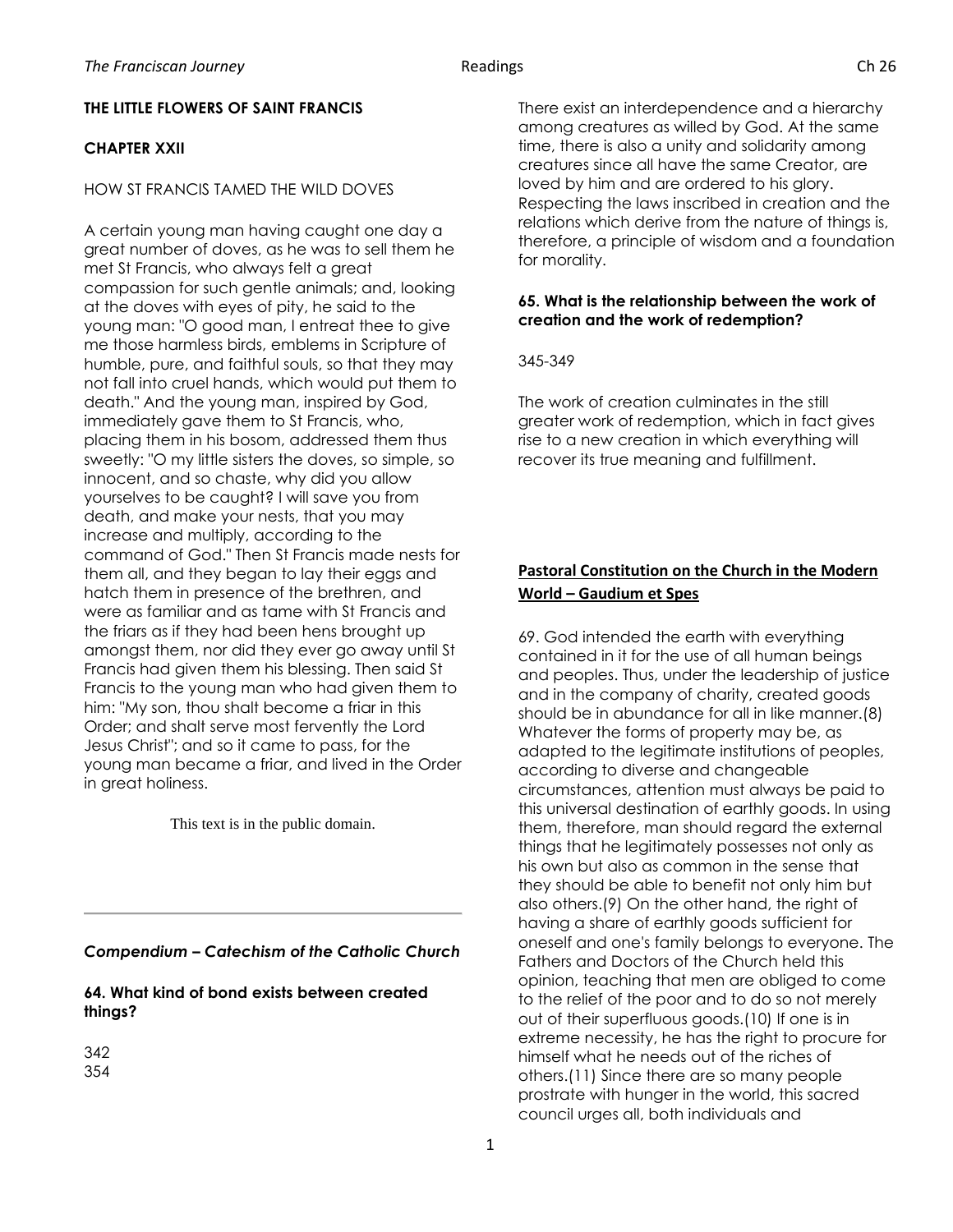**THE LITTLE FLOWERS OF SAINT FRANCIS**

**CHAPTER XXII**

HOW ST FRANCIS TAMED THE WILD DOVES

A certain young man having caught one day a great number of doves, as he was to sell them he met St Francis, who always felt a great compassion for such gentle animals; and, looking at the doves with eyes of pity, he said to the young man: "O good man, I entreat thee to give me those harmless birds, emblems in Scripture of humble, pure, and faithful souls, so that they may not fall into cruel hands, which would put them to death." And the young man, inspired by God, immediately gave them to St Francis, who, placing them in his bosom, addressed them thus sweetly: "O my little sisters the doves, so simple, so innocent, and so chaste, why did you allow yourselves to be caught? I will save you from death, and make your nests, that you may increase and multiply, according to the command of God." Then St Francis made nests for them all, and they began to lay their eggs and hatch them in presence of the brethren, and were as familiar and as tame with St Francis and the friars as if they had been hens brought up amongst them, nor did they ever go away until St Francis had given them his blessing. Then said St Francis to the young man who had given them to him: "My son, thou shalt become a friar in this Order; and shalt serve most fervently the Lord Jesus Christ"; and so it came to pass, for the young man became a friar, and lived in the Order in great holiness.

This text is in the public domain.

---

***Compendium – Catechism of the Catholic Church***

**64. What kind of bond exists between created things?**

342
354

There exist an interdependence and a hierarchy among creatures as willed by God. At the same time, there is also a unity and solidarity among creatures since all have the same Creator, are loved by him and are ordered to his glory. Respecting the laws inscribed in creation and the relations which derive from the nature of things is, therefore, a principle of wisdom and a foundation for morality.

**65. What is the relationship between the work of creation and the work of redemption?**

345-349

The work of creation culminates in the still greater work of redemption, which in fact gives rise to a new creation in which everything will recover its true meaning and fulfillment.

**Pastoral Constitution on the Church in the Modern World – Gaudium et Spes**

69. God intended the earth with everything contained in it for the use of all human beings and peoples. Thus, under the leadership of justice and in the company of charity, created goods should be in abundance for all in like manner.(8) Whatever the forms of property may be, as adapted to the legitimate institutions of peoples, according to diverse and changeable circumstances, attention must always be paid to this universal destination of earthly goods. In using them, therefore, man should regard the external things that he legitimately possesses not only as his own but also as common in the sense that they should be able to benefit not only him but also others.(9) On the other hand, the right of having a share of earthly goods sufficient for oneself and one's family belongs to everyone. The Fathers and Doctors of the Church held this opinion, teaching that men are obliged to come to the relief of the poor and to do so not merely out of their superfluous goods.(10) If one is in extreme necessity, he has the right to procure for himself what he needs out of the riches of others.(11) Since there are so many people prostrate with hunger in the world, this sacred council urges all, both individuals and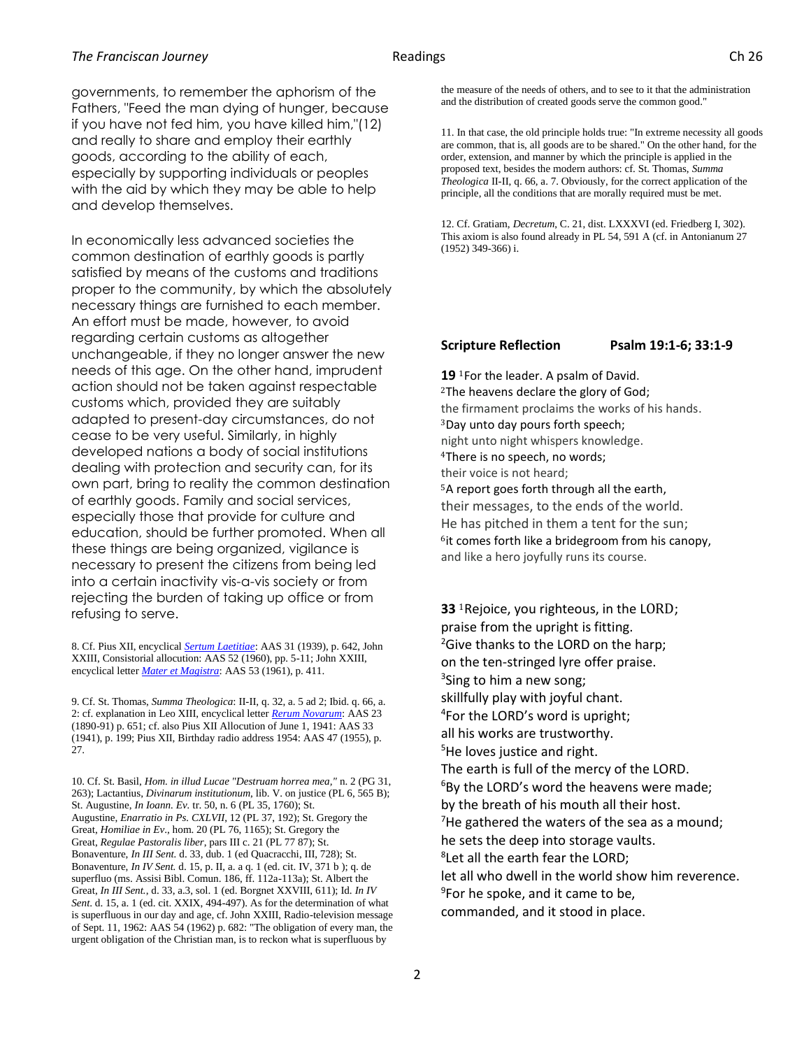governments, to remember the aphorism of the Fathers, "Feed the man dying of hunger, because if you have not fed him, you have killed him,"(12) and really to share and employ their earthly goods, according to the ability of each, especially by supporting individuals or peoples with the aid by which they may be able to help and develop themselves.

In economically less advanced societies the common destination of earthly goods is partly satisfied by means of the customs and traditions proper to the community, by which the absolutely necessary things are furnished to each member. An effort must be made, however, to avoid regarding certain customs as altogether unchangeable, if they no longer answer the new needs of this age. On the other hand, imprudent action should not be taken against respectable customs which, provided they are suitably adapted to present-day circumstances, do not cease to be very useful. Similarly, in highly developed nations a body of social institutions dealing with protection and security can, for its own part, bring to reality the common destination of earthly goods. Family and social services, especially those that provide for culture and education, should be further promoted. When all these things are being organized, vigilance is necessary to present the citizens from being led into a certain inactivity vis-a-vis society or from rejecting the burden of taking up office or from refusing to serve.

8. Cf. Pius XII, encyclical *Sertum Laetitiae*: AAS 31 (1939), p. 642, John XXIII, Consistorial allocution: AAS 52 (1960), pp. 5-11; John XXIII, encyclical letter *Mater et Magistra*: AAS 53 (1961), p. 411.

9. Cf. St. Thomas, *Summa Theologica*: II-II, q. 32, a. 5 ad 2; Ibid. q. 66, a. 2: cf. explanation in Leo XIII, encyclical letter *Rerum Novarum*: AAS 23 (1890-91) p. 651; cf. also Pius XII Allocution of June 1, 1941: AAS 33 (1941), p. 199; Pius XII, Birthday radio address 1954: AAS 47 (1955), p. 27.

10. Cf. St. Basil, *Hom. in illud Lucae "Destruam horrea mea,"* n. 2 (PG 31, 263); Lactantius, *Divinarum institutionum*, lib. V. on justice (PL 6, 565 B); St. Augustine, *In Ioann. Ev.* tr. 50, n. 6 (PL 35, 1760); St. Augustine, *Enarratio in Ps. CXLVII*, 12 (PL 37, 192); St. Gregory the Great, *Homiliae in Ev.*, hom. 20 (PL 76, 1165); St. Gregory the Great, *Regulae Pastoralis liber*, pars III c. 21 (PL 77 87); St. Bonaventure, *In III Sent.* d. 33, dub. 1 (ed Quacracchi, III, 728); St. Bonaventure, *In IV Sent.* d. 15, p. II, a. a q. 1 (ed. cit. IV, 371 b ); q. de superfluo (ms. Assisi Bibl. Comun. 186, ff. 112a-113a); St. Albert the Great, *In III Sent.*, d. 33, a.3, sol. 1 (ed. Borgnet XXVIII, 611); Id. *In IV Sent.* d. 15, a. 1 (ed. cit. XXIX, 494-497). As for the determination of what is superfluous in our day and age, cf. John XXIII, Radio-television message of Sept. 11, 1962: AAS 54 (1962) p. 682: "The obligation of every man, the urgent obligation of the Christian man, is to reckon what is superfluous by the measure of the needs of others, and to see to it that the administration and the distribution of created goods serve the common good."

11. In that case, the old principle holds true: "In extreme necessity all goods are common, that is, all goods are to be shared." On the other hand, for the order, extension, and manner by which the principle is applied in the proposed text, besides the modern authors: cf. St. Thomas, *Summa Theologica* II-II, q. 66, a. 7. Obviously, for the correct application of the principle, all the conditions that are morally required must be met.

12. Cf. Gratiam, *Decretum*, C. 21, dist. LXXXVI (ed. Friedberg I, 302). This axiom is also found already in PL 54, 591 A (cf. in Antonianum 27 (1952) 349-366) i.

## Scripture Reflection — Psalm 19:1-6; 33:1-9

**19** [1]For the leader. A psalm of David.
[2]The heavens declare the glory of God;
the firmament proclaims the works of his hands.
[3]Day unto day pours forth speech;
night unto night whispers knowledge.
[4]There is no speech, no words;
their voice is not heard;
[5]A report goes forth through all the earth,
their messages, to the ends of the world.
He has pitched in them a tent for the sun;
[6]it comes forth like a bridegroom from his canopy,
and like a hero joyfully runs its course.

**33** [1]Rejoice, you righteous, in the LORD;
praise from the upright is fitting.
[2]Give thanks to the LORD on the harp;
on the ten-stringed lyre offer praise.
[3]Sing to him a new song;
skillfully play with joyful chant.
[4]For the LORD's word is upright;
all his works are trustworthy.
[5]He loves justice and right.
The earth is full of the mercy of the LORD.
[6]By the LORD's word the heavens were made;
by the breath of his mouth all their host.
[7]He gathered the waters of the sea as a mound;
he sets the deep into storage vaults.
[8]Let all the earth fear the LORD;
let all who dwell in the world show him reverence.
[9]For he spoke, and it came to be,
commanded, and it stood in place.